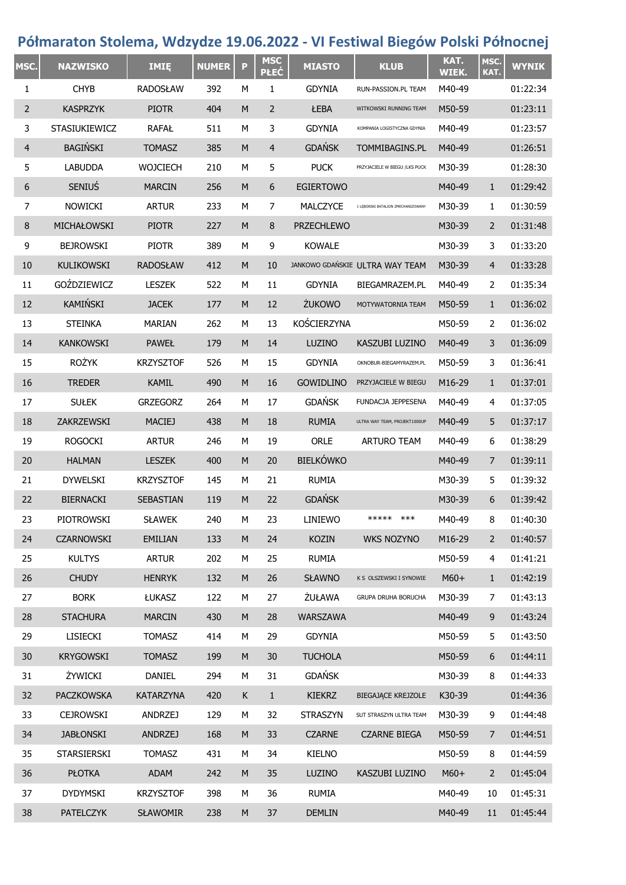# Półmaraton Stolema, Wdzydze 19.06.2022 - VI Festiwal Biegów Polski Północnej

| MSC. | NAZWISKO | IMIĘ | NUMER | P | MSC PŁEĆ | MIASTO | KLUB | KAT. WIEK. | MSC. KAT. | WYNIK |
|---|---|---|---|---|---|---|---|---|---|---|
| 1 | CHYB | RADOSŁAW | 392 | M | 1 | GDYNIA | RUN-PASSION.PL TEAM | M40-49 | | 01:22:34 |
| 2 | KASPRZYK | PIOTR | 404 | M | 2 | ŁEBA | WITKOWSKI RUNNING TEAM | M50-59 | | 01:23:11 |
| 3 | STASIUKIEWICZ | RAFAŁ | 511 | M | 3 | GDYNIA | KOMPANIA LOGISTYCZNA GDYNIA | M40-49 | | 01:23:57 |
| 4 | BAGIŃSKI | TOMASZ | 385 | M | 4 | GDAŃSK | TOMMIBAGINS.PL | M40-49 | | 01:26:51 |
| 5 | LABUDDA | WOJCIECH | 210 | M | 5 | PUCK | PRZYJACIELE W BIEGU /LKS PUCK | M30-39 | | 01:28:30 |
| 6 | SENIUŚ | MARCIN | 256 | M | 6 | EGIERTOWO | | M40-49 | 1 | 01:29:42 |
| 7 | NOWICKI | ARTUR | 233 | M | 7 | MALCZYCE | 1 LĘBORSKI BATALION ZMECHANIZOWANY | M30-39 | 1 | 01:30:59 |
| 8 | MICHAŁOWSKI | PIOTR | 227 | M | 8 | PRZECHLEWO | | M30-39 | 2 | 01:31:48 |
| 9 | BEJROWSKI | PIOTR | 389 | M | 9 | KOWALE | | M30-39 | 3 | 01:33:20 |
| 10 | KULIKOWSKI | RADOSŁAW | 412 | M | 10 | JANKOWO GDAŃSKIE | ULTRA WAY TEAM | M30-39 | 4 | 01:33:28 |
| 11 | GOŹDZIEWICZ | LESZEK | 522 | M | 11 | GDYNIA | BIEGAMRAZEM.PL | M40-49 | 2 | 01:35:34 |
| 12 | KAMIŃSKI | JACEK | 177 | M | 12 | ŻUKOWO | MOTYWATORNIA TEAM | M50-59 | 1 | 01:36:02 |
| 13 | STEINKA | MARIAN | 262 | M | 13 | KOŚCIERZYNA | | M50-59 | 2 | 01:36:02 |
| 14 | KANKOWSKI | PAWEŁ | 179 | M | 14 | LUZINO | KASZUBI LUZINO | M40-49 | 3 | 01:36:09 |
| 15 | ROŻYK | KRZYSZTOF | 526 | M | 15 | GDYNIA | OKNOBUR-BIEGAMYRAZEM.PL | M50-59 | 3 | 01:36:41 |
| 16 | TREDER | KAMIL | 490 | M | 16 | GOWIDLINO | PRZYJACIELE W BIEGU | M16-29 | 1 | 01:37:01 |
| 17 | SUŁEK | GRZEGORZ | 264 | M | 17 | GDAŃSK | FUNDACJA JEPPESENA | M40-49 | 4 | 01:37:05 |
| 18 | ZAKRZEWSKI | MACIEJ | 438 | M | 18 | RUMIA | ULTRA WAY TEAM, PROJEKT1000UP | M40-49 | 5 | 01:37:17 |
| 19 | ROGOCKI | ARTUR | 246 | M | 19 | ORLE | ARTURO TEAM | M40-49 | 6 | 01:38:29 |
| 20 | HALMAN | LESZEK | 400 | M | 20 | BIELKÓWKO | | M40-49 | 7 | 01:39:11 |
| 21 | DYWELSKI | KRZYSZTOF | 145 | M | 21 | RUMIA | | M30-39 | 5 | 01:39:32 |
| 22 | BIERNACKI | SEBASTIAN | 119 | M | 22 | GDAŃSK | | M30-39 | 6 | 01:39:42 |
| 23 | PIOTROWSKI | SŁAWEK | 240 | M | 23 | LINIEWO | ***** *** | M40-49 | 8 | 01:40:30 |
| 24 | CZARNOWSKI | EMILIAN | 133 | M | 24 | KOZIN | WKS NOZYNO | M16-29 | 2 | 01:40:57 |
| 25 | KULTYS | ARTUR | 202 | M | 25 | RUMIA | | M50-59 | 4 | 01:41:21 |
| 26 | CHUDY | HENRYK | 132 | M | 26 | SŁAWNO | K S OLSZEWSKI I SYNOWIE | M60+ | 1 | 01:42:19 |
| 27 | BORK | ŁUKASZ | 122 | M | 27 | ŻUŁAWA | GRUPA DRUHA BORUCHA | M30-39 | 7 | 01:43:13 |
| 28 | STACHURA | MARCIN | 430 | M | 28 | WARSZAWA | | M40-49 | 9 | 01:43:24 |
| 29 | LISIECKI | TOMASZ | 414 | M | 29 | GDYNIA | | M50-59 | 5 | 01:43:50 |
| 30 | KRYGOWSKI | TOMASZ | 199 | M | 30 | TUCHOLA | | M50-59 | 6 | 01:44:11 |
| 31 | ŻYWICKI | DANIEL | 294 | M | 31 | GDAŃSK | | M30-39 | 8 | 01:44:33 |
| 32 | PACZKOWSKA | KATARZYNA | 420 | K | 1 | KIEKRZ | BIEGAJĄCE KREJZOLE | K30-39 | | 01:44:36 |
| 33 | CEJROWSKI | ANDRZEJ | 129 | M | 32 | STRASZYN | SUT STRASZYN ULTRA TEAM | M30-39 | 9 | 01:44:48 |
| 34 | JABŁONSKI | ANDRZEJ | 168 | M | 33 | CZARNE | CZARNE BIEGA | M50-59 | 7 | 01:44:51 |
| 35 | STARSIERSKI | TOMASZ | 431 | M | 34 | KIELNO | | M50-59 | 8 | 01:44:59 |
| 36 | PŁOTKA | ADAM | 242 | M | 35 | LUZINO | KASZUBI LUZINO | M60+ | 2 | 01:45:04 |
| 37 | DYDYMSKI | KRZYSZTOF | 398 | M | 36 | RUMIA | | M40-49 | 10 | 01:45:31 |
| 38 | PATELCZYK | SŁAWOMIR | 238 | M | 37 | DEMLIN | | M40-49 | 11 | 01:45:44 |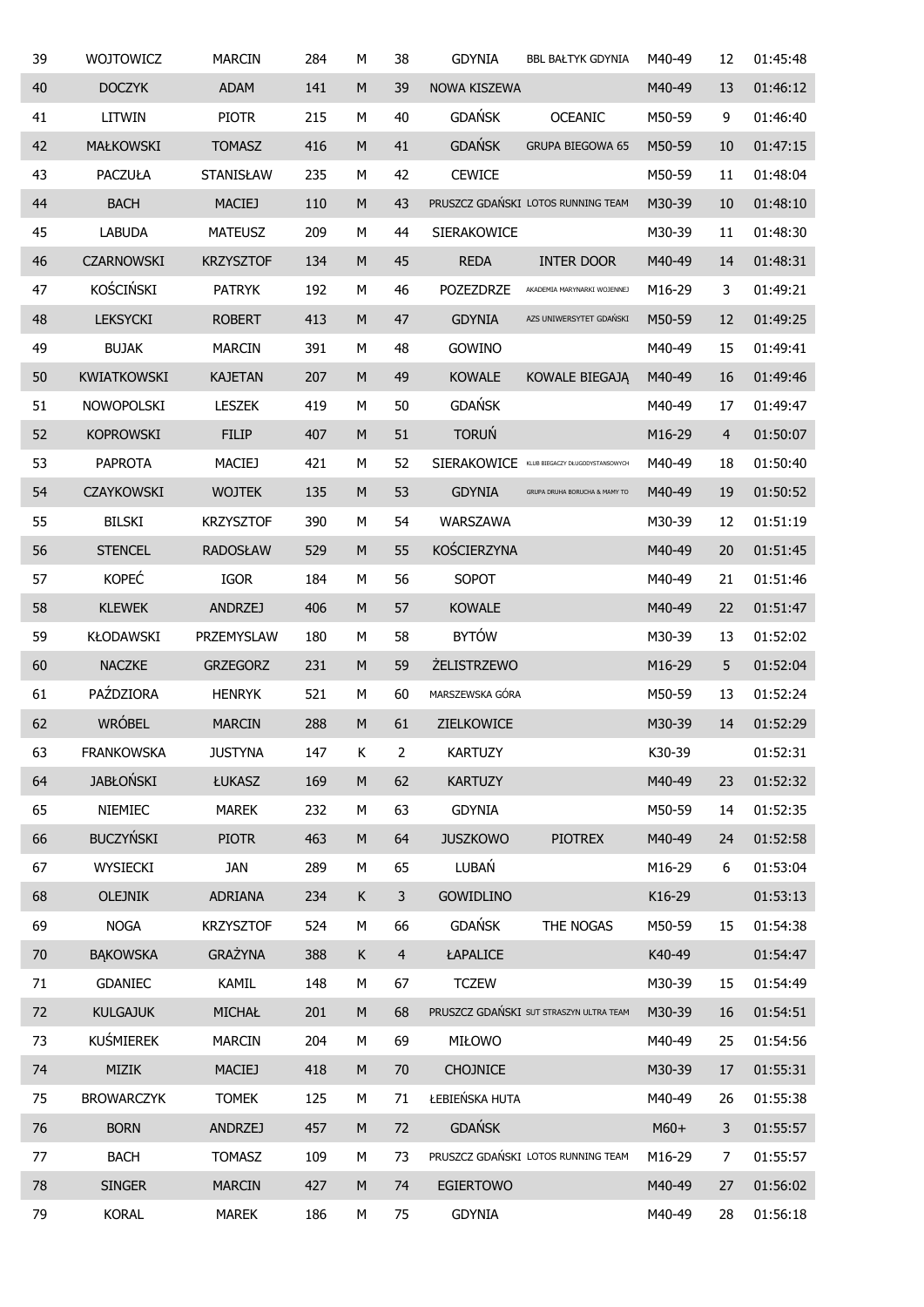| 39 | WOJTOWICZ | MARCIN | 284 | M | 38 | GDYNIA | BBL BAŁTYK GDYNIA | M40-49 | 12 | 01:45:48 |
|---|---|---|---|---|---|---|---|---|---|---|
| 40 | DOCZYK | ADAM | 141 | M | 39 | NOWA KISZEWA | | M40-49 | 13 | 01:46:12 |
| 41 | LITWIN | PIOTR | 215 | M | 40 | GDAŃSK | OCEANIC | M50-59 | 9 | 01:46:40 |
| 42 | MAŁKOWSKI | TOMASZ | 416 | M | 41 | GDAŃSK | GRUPA BIEGOWA 65 | M50-59 | 10 | 01:47:15 |
| 43 | PACZUŁA | STANISŁAW | 235 | M | 42 | CEWICE | | M50-59 | 11 | 01:48:04 |
| 44 | BACH | MACIEJ | 110 | M | 43 | PRUSZCZ GDAŃSKI | LOTOS RUNNING TEAM | M30-39 | 10 | 01:48:10 |
| 45 | LABUDA | MATEUSZ | 209 | M | 44 | SIERAKOWICE | | M30-39 | 11 | 01:48:30 |
| 46 | CZARNOWSKI | KRZYSZTOF | 134 | M | 45 | REDA | INTER DOOR | M40-49 | 14 | 01:48:31 |
| 47 | KOŚCIŃSKI | PATRYK | 192 | M | 46 | POZEZDRZE | AKADEMIA MARYNARKI WOJENNEJ | M16-29 | 3 | 01:49:21 |
| 48 | LEKSYCKI | ROBERT | 413 | M | 47 | GDYNIA | AZS UNIWERSYTET GDAŃSKI | M50-59 | 12 | 01:49:25 |
| 49 | BUJAK | MARCIN | 391 | M | 48 | GOWINO | | M40-49 | 15 | 01:49:41 |
| 50 | KWIATKOWSKI | KAJETAN | 207 | M | 49 | KOWALE | KOWALE BIEGAJĄ | M40-49 | 16 | 01:49:46 |
| 51 | NOWOPOLSKI | LESZEK | 419 | M | 50 | GDAŃSK | | M40-49 | 17 | 01:49:47 |
| 52 | KOPROWSKI | FILIP | 407 | M | 51 | TORUŃ | | M16-29 | 4 | 01:50:07 |
| 53 | PAPROTA | MACIEJ | 421 | M | 52 | SIERAKOWICE | KLUB BIEGACZY DŁUGODYSTANSOWYCH | M40-49 | 18 | 01:50:40 |
| 54 | CZAYKOWSKI | WOJTEK | 135 | M | 53 | GDYNIA | GRUPA DRUHA BORUCHA & MAMY TO | M40-49 | 19 | 01:50:52 |
| 55 | BILSKI | KRZYSZTOF | 390 | M | 54 | WARSZAWA | | M30-39 | 12 | 01:51:19 |
| 56 | STENCEL | RADOSŁAW | 529 | M | 55 | KOŚCIERZYNA | | M40-49 | 20 | 01:51:45 |
| 57 | KOPEĆ | IGOR | 184 | M | 56 | SOPOT | | M40-49 | 21 | 01:51:46 |
| 58 | KLEWEK | ANDRZEJ | 406 | M | 57 | KOWALE | | M40-49 | 22 | 01:51:47 |
| 59 | KŁODAWSKI | PRZEMYSLAW | 180 | M | 58 | BYTÓW | | M30-39 | 13 | 01:52:02 |
| 60 | NACZKE | GRZEGORZ | 231 | M | 59 | ŻELISTRZEWO | | M16-29 | 5 | 01:52:04 |
| 61 | PAŹDZIORA | HENRYK | 521 | M | 60 | MARSZEWSKA GÓRA | | M50-59 | 13 | 01:52:24 |
| 62 | WRÓBEL | MARCIN | 288 | M | 61 | ZIELKOWICE | | M30-39 | 14 | 01:52:29 |
| 63 | FRANKOWSKA | JUSTYNA | 147 | K | 2 | KARTUZY | | K30-39 | | 01:52:31 |
| 64 | JABŁOŃSKI | ŁUKASZ | 169 | M | 62 | KARTUZY | | M40-49 | 23 | 01:52:32 |
| 65 | NIEMIEC | MAREK | 232 | M | 63 | GDYNIA | | M50-59 | 14 | 01:52:35 |
| 66 | BUCZYŃSKI | PIOTR | 463 | M | 64 | JUSZKOWO | PIOTREX | M40-49 | 24 | 01:52:58 |
| 67 | WYSIECKI | JAN | 289 | M | 65 | LUBAŃ | | M16-29 | 6 | 01:53:04 |
| 68 | OLEJNIK | ADRIANA | 234 | K | 3 | GOWIDLINO | | K16-29 | | 01:53:13 |
| 69 | NOGA | KRZYSZTOF | 524 | M | 66 | GDAŃSK | THE NOGAS | M50-59 | 15 | 01:54:38 |
| 70 | BĄKOWSKA | GRAŻYNA | 388 | K | 4 | ŁAPALICE | | K40-49 | | 01:54:47 |
| 71 | GDANIEC | KAMIL | 148 | M | 67 | TCZEW | | M30-39 | 15 | 01:54:49 |
| 72 | KULGAJUK | MICHAŁ | 201 | M | 68 | PRUSZCZ GDAŃSKI | SUT STRASZYN ULTRA TEAM | M30-39 | 16 | 01:54:51 |
| 73 | KUŚMIEREK | MARCIN | 204 | M | 69 | MIŁOWO | | M40-49 | 25 | 01:54:56 |
| 74 | MIZIK | MACIEJ | 418 | M | 70 | CHOJNICE | | M30-39 | 17 | 01:55:31 |
| 75 | BROWARCZYK | TOMEK | 125 | M | 71 | ŁEBIEŃSKA HUTA | | M40-49 | 26 | 01:55:38 |
| 76 | BORN | ANDRZEJ | 457 | M | 72 | GDAŃSK | | M60+ | 3 | 01:55:57 |
| 77 | BACH | TOMASZ | 109 | M | 73 | PRUSZCZ GDAŃSKI | LOTOS RUNNING TEAM | M16-29 | 7 | 01:55:57 |
| 78 | SINGER | MARCIN | 427 | M | 74 | EGIERTOWO | | M40-49 | 27 | 01:56:02 |
| 79 | KORAL | MAREK | 186 | M | 75 | GDYNIA | | M40-49 | 28 | 01:56:18 |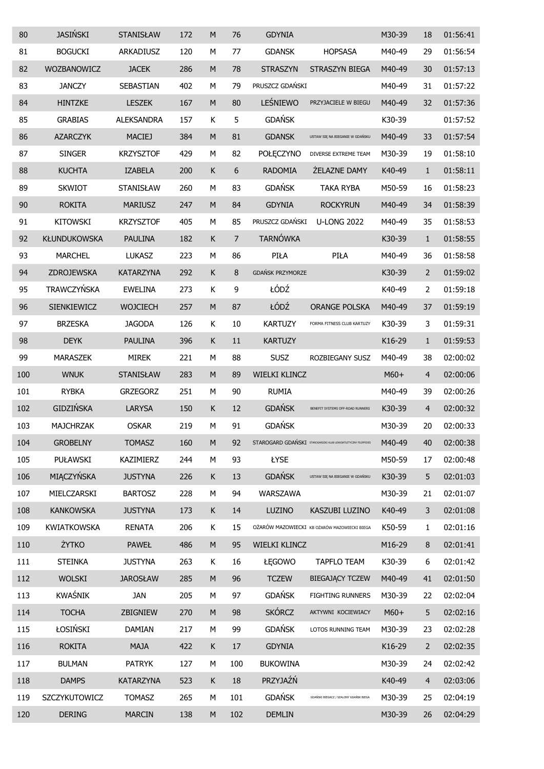| | | | | | | | | | | |
|---|---|---|---|---|---|---|---|---|---|---|
| 80 | JASIŃSKI | STANISŁAW | 172 | M | 76 | GDYNIA | | M30-39 | 18 | 01:56:41 |
| 81 | BOGUCKI | ARKADIUSZ | 120 | M | 77 | GDANSK | HOPSASA | M40-49 | 29 | 01:56:54 |
| 82 | WOZBANOWICZ | JACEK | 286 | M | 78 | STRASZYN | STRASZYN BIEGA | M40-49 | 30 | 01:57:13 |
| 83 | JANCZY | SEBASTIAN | 402 | M | 79 | PRUSZCZ GDAŃSKI | | M40-49 | 31 | 01:57:22 |
| 84 | HINTZKE | LESZEK | 167 | M | 80 | LEŚNIEWO | PRZYJACIELE W BIEGU | M40-49 | 32 | 01:57:36 |
| 85 | GRABIAS | ALEKSANDRA | 157 | K | 5 | GDAŃSK | | K30-39 | | 01:57:52 |
| 86 | AZARCZYK | MACIEJ | 384 | M | 81 | GDANSK | USTAW SIĘ NA BIEGANIE W GDAŃSKU | M40-49 | 33 | 01:57:54 |
| 87 | SINGER | KRZYSZTOF | 429 | M | 82 | POŁĘCZYNO | DIVERSE EXTREME TEAM | M30-39 | 19 | 01:58:10 |
| 88 | KUCHTA | IZABELA | 200 | K | 6 | RADOMIA | ŻELAZNE DAMY | K40-49 | 1 | 01:58:11 |
| 89 | SKWIOT | STANISŁAW | 260 | M | 83 | GDAŃSK | TAKA RYBA | M50-59 | 16 | 01:58:23 |
| 90 | ROKITA | MARIUSZ | 247 | M | 84 | GDYNIA | ROCKYRUN | M40-49 | 34 | 01:58:39 |
| 91 | KITOWSKI | KRZYSZTOF | 405 | M | 85 | PRUSZCZ GDAŃSKI | U-LONG 2022 | M40-49 | 35 | 01:58:53 |
| 92 | KŁUNDUKOWSKA | PAULINA | 182 | K | 7 | TARNÓWKA | | K30-39 | 1 | 01:58:55 |
| 93 | MARCHEL | LUKASZ | 223 | M | 86 | PIŁA | PIŁA | M40-49 | 36 | 01:58:58 |
| 94 | ZDROJEWSKA | KATARZYNA | 292 | K | 8 | GDAŃSK PRZYMORZE | | K30-39 | 2 | 01:59:02 |
| 95 | TRAWCZYŃSKA | EWELINA | 273 | K | 9 | ŁÓDŹ | | K40-49 | 2 | 01:59:18 |
| 96 | SIENKIEWICZ | WOJCIECH | 257 | M | 87 | ŁÓDŹ | ORANGE POLSKA | M40-49 | 37 | 01:59:19 |
| 97 | BRZESKA | JAGODA | 126 | K | 10 | KARTUZY | FORMA FITNESS CLUB KARTUZY | K30-39 | 3 | 01:59:31 |
| 98 | DEYK | PAULINA | 396 | K | 11 | KARTUZY | | K16-29 | 1 | 01:59:53 |
| 99 | MARASZEK | MIREK | 221 | M | 88 | SUSZ | ROZBIEGANY SUSZ | M40-49 | 38 | 02:00:02 |
| 100 | WNUK | STANISŁAW | 283 | M | 89 | WIELKI KLINCZ | | M60+ | 4 | 02:00:06 |
| 101 | RYBKA | GRZEGORZ | 251 | M | 90 | RUMIA | | M40-49 | 39 | 02:00:26 |
| 102 | GIDZIŃSKA | LARYSA | 150 | K | 12 | GDAŃSK | BENEFIT SYSTEMS OFF-ROAD RUNNERS | K30-39 | 4 | 02:00:32 |
| 103 | MAJCHRZAK | OSKAR | 219 | M | 91 | GDAŃSK | | M30-39 | 20 | 02:00:33 |
| 104 | GROBELNY | TOMASZ | 160 | M | 92 | STAROGARD GDAŃSKI | STAROGARDZKI KLUB LEKKOATLETYCZNY FILIPPIDES | M40-49 | 40 | 02:00:38 |
| 105 | PUŁAWSKI | KAZIMIERZ | 244 | M | 93 | ŁYSE | | M50-59 | 17 | 02:00:48 |
| 106 | MIĄCZYŃSKA | JUSTYNA | 226 | K | 13 | GDAŃSK | USTAW SIĘ NA BIEGANIE W GDAŃSKU | K30-39 | 5 | 02:01:03 |
| 107 | MIELCZARSKI | BARTOSZ | 228 | M | 94 | WARSZAWA | | M30-39 | 21 | 02:01:07 |
| 108 | KANKOWSKA | JUSTYNA | 173 | K | 14 | LUZINO | KASZUBI LUZINO | K40-49 | 3 | 02:01:08 |
| 109 | KWIATKOWSKA | RENATA | 206 | K | 15 | OŻARÓW MAZOWIECKI | KB OŻARÓW MAZOWIECKI BIEGA | K50-59 | 1 | 02:01:16 |
| 110 | ŻYTKO | PAWEŁ | 486 | M | 95 | WIELKI KLINCZ | | M16-29 | 8 | 02:01:41 |
| 111 | STEINKA | JUSTYNA | 263 | K | 16 | ŁĘGOWO | TAPFLO TEAM | K30-39 | 6 | 02:01:42 |
| 112 | WOLSKI | JAROSŁAW | 285 | M | 96 | TCZEW | BIEGAJĄCY TCZEW | M40-49 | 41 | 02:01:50 |
| 113 | KWAŚNIK | JAN | 205 | M | 97 | GDAŃSK | FIGHTING RUNNERS | M30-39 | 22 | 02:02:04 |
| 114 | TOCHA | ZBIGNIEW | 270 | M | 98 | SKÓRCZ | AKTYWNI KOCIEWIACY | M60+ | 5 | 02:02:16 |
| 115 | ŁOSIŃSKI | DAMIAN | 217 | M | 99 | GDAŃSK | LOTOS RUNNING TEAM | M30-39 | 23 | 02:02:28 |
| 116 | ROKITA | MAJA | 422 | K | 17 | GDYNIA | | K16-29 | 2 | 02:02:35 |
| 117 | BULMAN | PATRYK | 127 | M | 100 | BUKOWINA | | M30-39 | 24 | 02:02:42 |
| 118 | DAMPS | KATARZYNA | 523 | K | 18 | PRZYJAŹŃ | | K40-49 | 4 | 02:03:06 |
| 119 | SZCZYKUTOWICZ | TOMASZ | 265 | M | 101 | GDAŃSK | GDAŃSKI BIEGACZ / SZALONY GDAŃSK BIEGA | M30-39 | 25 | 02:04:19 |
| 120 | DERING | MARCIN | 138 | M | 102 | DEMLIN | | M30-39 | 26 | 02:04:29 |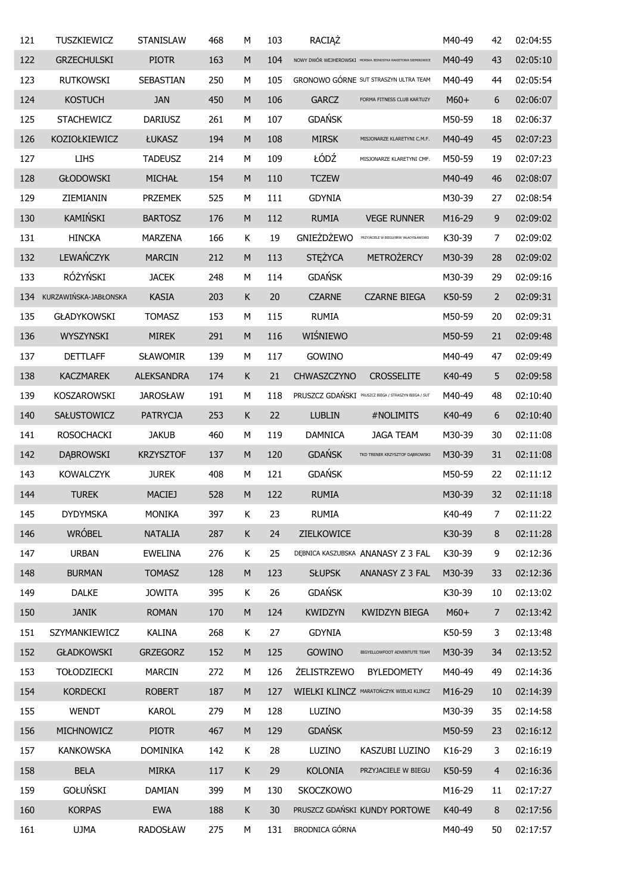| 121 | TUSZKIEWICZ | STANISLAW | 468 | M | 103 | RACIĄŻ | | M40-49 | 42 | 02:04:55 |
|---|---|---|---|---|---|---|---|---|---|---|
| 122 | GRZECHULSKI | PIOTR | 163 | M | 104 | NOWY DWÓR WEJHEROWSKI | MORSKA JEDNOSTKA RAKIETOWA SIEMIROWICE | M40-49 | 43 | 02:05:10 |
| 123 | RUTKOWSKI | SEBASTIAN | 250 | M | 105 | GRONOWO GÓRNE | SUT STRASZYN ULTRA TEAM | M40-49 | 44 | 02:05:54 |
| 124 | KOSTUCH | JAN | 450 | M | 106 | GARCZ | FORMA FITNESS CLUB KARTUZY | M60+ | 6 | 02:06:07 |
| 125 | STACHEWICZ | DARIUSZ | 261 | M | 107 | GDAŃSK | | M50-59 | 18 | 02:06:37 |
| 126 | KOZIOŁKIEWICZ | ŁUKASZ | 194 | M | 108 | MIRSK | MISJONARZE KLARETYNI C.M.F. | M40-49 | 45 | 02:07:23 |
| 127 | LIHS | TADEUSZ | 214 | M | 109 | ŁÓDŹ | MISJONARZE KLARETYNI CMF. | M50-59 | 19 | 02:07:23 |
| 128 | GŁODOWSKI | MICHAŁ | 154 | M | 110 | TCZEW | | M40-49 | 46 | 02:08:07 |
| 129 | ZIEMIANIN | PRZEMEK | 525 | M | 111 | GDYNIA | | M30-39 | 27 | 02:08:54 |
| 130 | KAMIŃSKI | BARTOSZ | 176 | M | 112 | RUMIA | VEGE RUNNER | M16-29 | 9 | 02:09:02 |
| 131 | HINCKA | MARZENA | 166 | K | 19 | GNIEŻDŻEWO | PRZYJACIELE W BIEGU/BRW WŁADYSŁAWOWO | K30-39 | 7 | 02:09:02 |
| 132 | LEWAŃCZYK | MARCIN | 212 | M | 113 | STĘŻYCA | METROŻERCY | M30-39 | 28 | 02:09:02 |
| 133 | RÓŻYŃSKI | JACEK | 248 | M | 114 | GDAŃSK | | M30-39 | 29 | 02:09:16 |
| 134 | KURZAWIŃSKA-JABŁONSKA | KASIA | 203 | K | 20 | CZARNE | CZARNE BIEGA | K50-59 | 2 | 02:09:31 |
| 135 | GŁADYKOWSKI | TOMASZ | 153 | M | 115 | RUMIA | | M50-59 | 20 | 02:09:31 |
| 136 | WYSZYNSKI | MIREK | 291 | M | 116 | WIŚNIEWO | | M50-59 | 21 | 02:09:48 |
| 137 | DETTLAFF | SŁAWOMIR | 139 | M | 117 | GOWINO | | M40-49 | 47 | 02:09:49 |
| 138 | KACZMAREK | ALEKSANDRA | 174 | K | 21 | CHWASZCZYNO | CROSSELITE | K40-49 | 5 | 02:09:58 |
| 139 | KOSZAROWSKI | JAROSŁAW | 191 | M | 118 | PRUSZCZ GDAŃSKI | PRUSZCZ BIEGA / STRASZYN BIEGA / SUT | M40-49 | 48 | 02:10:40 |
| 140 | SAŁUSTOWICZ | PATRYCJA | 253 | K | 22 | LUBLIN | #NOLIMITS | K40-49 | 6 | 02:10:40 |
| 141 | ROSOCHACKI | JAKUB | 460 | M | 119 | DAMNICA | JAGA TEAM | M30-39 | 30 | 02:11:08 |
| 142 | DĄBROWSKI | KRZYSZTOF | 137 | M | 120 | GDAŃSK | TKD TRENER KRZYSZTOF DĄBROWSKI | M30-39 | 31 | 02:11:08 |
| 143 | KOWALCZYK | JUREK | 408 | M | 121 | GDAŃSK | | M50-59 | 22 | 02:11:12 |
| 144 | TUREK | MACIEJ | 528 | M | 122 | RUMIA | | M30-39 | 32 | 02:11:18 |
| 145 | DYDYMSKA | MONIKA | 397 | K | 23 | RUMIA | | K40-49 | 7 | 02:11:22 |
| 146 | WRÓBEL | NATALIA | 287 | K | 24 | ZIELKOWICE | | K30-39 | 8 | 02:11:28 |
| 147 | URBAN | EWELINA | 276 | K | 25 | DĘBNICA KASZUBSKA | ANANASY Z 3 FAL | K30-39 | 9 | 02:12:36 |
| 148 | BURMAN | TOMASZ | 128 | M | 123 | SŁUPSK | ANANASY Z 3 FAL | M30-39 | 33 | 02:12:36 |
| 149 | DALKE | JOWITA | 395 | K | 26 | GDAŃSK | | K30-39 | 10 | 02:13:02 |
| 150 | JANIK | ROMAN | 170 | M | 124 | KWIDZYN | KWIDZYN BIEGA | M60+ | 7 | 02:13:42 |
| 151 | SZYMANKIEWICZ | KALINA | 268 | K | 27 | GDYNIA | | K50-59 | 3 | 02:13:48 |
| 152 | GŁADKOWSKI | GRZEGORZ | 152 | M | 125 | GOWINO | BIGYELLOWFOOT ADVENTUTE TEAM | M30-39 | 34 | 02:13:52 |
| 153 | TOŁODZIECKI | MARCIN | 272 | M | 126 | ŻELISTRZEWO | BYLEDOMETY | M40-49 | 49 | 02:14:36 |
| 154 | KORDECKI | ROBERT | 187 | M | 127 | WIELKI KLINCZ | MARATOŃCZYK WIELKI KLINCZ | M16-29 | 10 | 02:14:39 |
| 155 | WENDT | KAROL | 279 | M | 128 | LUZINO | | M30-39 | 35 | 02:14:58 |
| 156 | MICHNOWICZ | PIOTR | 467 | M | 129 | GDAŃSK | | M50-59 | 23 | 02:16:12 |
| 157 | KANKOWSKA | DOMINIKA | 142 | K | 28 | LUZINO | KASZUBI LUZINO | K16-29 | 3 | 02:16:19 |
| 158 | BELA | MIRKA | 117 | K | 29 | KOLONIA | PRZYJACIELE W BIEGU | K50-59 | 4 | 02:16:36 |
| 159 | GOŁUŃSKI | DAMIAN | 399 | M | 130 | SKOCZKOWO | | M16-29 | 11 | 02:17:27 |
| 160 | KORPAS | EWA | 188 | K | 30 | PRUSZCZ GDAŃSKI | KUNDY PORTOWE | K40-49 | 8 | 02:17:56 |
| 161 | UJMA | RADOSŁAW | 275 | M | 131 | BRODNICA GÓRNA | | M40-49 | 50 | 02:17:57 |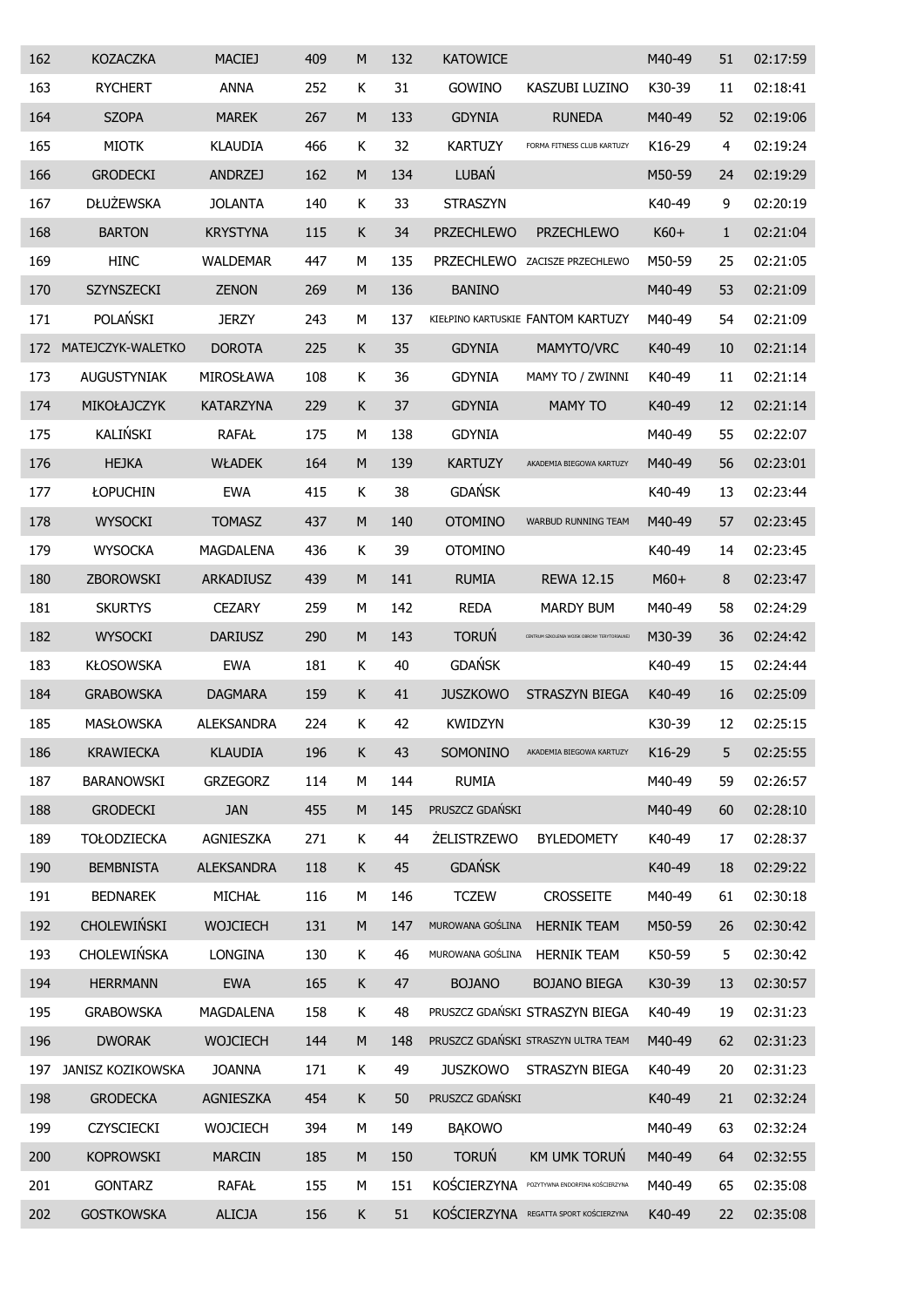| 162 | KOZACZKA | MACIEJ | 409 | M | 132 | KATOWICE | | M40-49 | 51 | 02:17:59 |
|---|---|---|---|---|---|---|---|---|---|---|
| 163 | RYCHERT | ANNA | 252 | K | 31 | GOWINO | KASZUBI LUZINO | K30-39 | 11 | 02:18:41 |
| 164 | SZOPA | MAREK | 267 | M | 133 | GDYNIA | RUNEDA | M40-49 | 52 | 02:19:06 |
| 165 | MIOTK | KLAUDIA | 466 | K | 32 | KARTUZY | FORMA FITNESS CLUB KARTUZY | K16-29 | 4 | 02:19:24 |
| 166 | GRODECKI | ANDRZEJ | 162 | M | 134 | LUBAŃ | | M50-59 | 24 | 02:19:29 |
| 167 | DŁUŻEWSKA | JOLANTA | 140 | K | 33 | STRASZYN | | K40-49 | 9 | 02:20:19 |
| 168 | BARTON | KRYSTYNA | 115 | K | 34 | PRZECHLEWO | PRZECHLEWO | K60+ | 1 | 02:21:04 |
| 169 | HINC | WALDEMAR | 447 | M | 135 | PRZECHLEWO | ZACISZE PRZECHLEWO | M50-59 | 25 | 02:21:05 |
| 170 | SZYNSZECKI | ZENON | 269 | M | 136 | BANINO | | M40-49 | 53 | 02:21:09 |
| 171 | POLAŃSKI | JERZY | 243 | M | 137 | KIEŁPINO KARTUSKIE | FANTOM KARTUZY | M40-49 | 54 | 02:21:09 |
| 172 | MATEJCZYK-WALETKO | DOROTA | 225 | K | 35 | GDYNIA | MAMYTO/VRC | K40-49 | 10 | 02:21:14 |
| 173 | AUGUSTYNIAK | MIROSŁAWA | 108 | K | 36 | GDYNIA | MAMY TO / ZWINNI | K40-49 | 11 | 02:21:14 |
| 174 | MIKOŁAJCZYK | KATARZYNA | 229 | K | 37 | GDYNIA | MAMY TO | K40-49 | 12 | 02:21:14 |
| 175 | KALIŃSKI | RAFAŁ | 175 | M | 138 | GDYNIA | | M40-49 | 55 | 02:22:07 |
| 176 | HEJKA | WŁADEK | 164 | M | 139 | KARTUZY | AKADEMIA BIEGOWA KARTUZY | M40-49 | 56 | 02:23:01 |
| 177 | ŁOPUCHIN | EWA | 415 | K | 38 | GDAŃSK | | K40-49 | 13 | 02:23:44 |
| 178 | WYSOCKI | TOMASZ | 437 | M | 140 | OTOMINO | WARBUD RUNNING TEAM | M40-49 | 57 | 02:23:45 |
| 179 | WYSOCKA | MAGDALENA | 436 | K | 39 | OTOMINO | | K40-49 | 14 | 02:23:45 |
| 180 | ZBOROWSKI | ARKADIUSZ | 439 | M | 141 | RUMIA | REWA 12.15 | M60+ | 8 | 02:23:47 |
| 181 | SKURTYS | CEZARY | 259 | M | 142 | REDA | MARDY BUM | M40-49 | 58 | 02:24:29 |
| 182 | WYSOCKI | DARIUSZ | 290 | M | 143 | TORUŃ | CENTRUM SZKOLENIA WOJSK OBRONY TERYTORIALNEJ | M30-39 | 36 | 02:24:42 |
| 183 | KŁOSOWSKA | EWA | 181 | K | 40 | GDAŃSK | | K40-49 | 15 | 02:24:44 |
| 184 | GRABOWSKA | DAGMARA | 159 | K | 41 | JUSZKOWO | STRASZYN BIEGA | K40-49 | 16 | 02:25:09 |
| 185 | MASŁOWSKA | ALEKSANDRA | 224 | K | 42 | KWIDZYN | | K30-39 | 12 | 02:25:15 |
| 186 | KRAWIECKA | KLAUDIA | 196 | K | 43 | SOMONINO | AKADEMIA BIEGOWA KARTUZY | K16-29 | 5 | 02:25:55 |
| 187 | BARANOWSKI | GRZEGORZ | 114 | M | 144 | RUMIA | | M40-49 | 59 | 02:26:57 |
| 188 | GRODECKI | JAN | 455 | M | 145 | PRUSZCZ GDAŃSKI | | M40-49 | 60 | 02:28:10 |
| 189 | TOŁODZIECKA | AGNIESZKA | 271 | K | 44 | ŻELISTRZEWO | BYLEDOMETY | K40-49 | 17 | 02:28:37 |
| 190 | BEMBNISTA | ALEKSANDRA | 118 | K | 45 | GDAŃSK | | K40-49 | 18 | 02:29:22 |
| 191 | BEDNAREK | MICHAŁ | 116 | M | 146 | TCZEW | CROSSEITE | M40-49 | 61 | 02:30:18 |
| 192 | CHOLEWIŃSKI | WOJCIECH | 131 | M | 147 | MUROWANA GOŚLINA | HERNIK TEAM | M50-59 | 26 | 02:30:42 |
| 193 | CHOLEWIŃSKA | LONGINA | 130 | K | 46 | MUROWANA GOŚLINA | HERNIK TEAM | K50-59 | 5 | 02:30:42 |
| 194 | HERRMANN | EWA | 165 | K | 47 | BOJANO | BOJANO BIEGA | K30-39 | 13 | 02:30:57 |
| 195 | GRABOWSKA | MAGDALENA | 158 | K | 48 | PRUSZCZ GDAŃSKI | STRASZYN BIEGA | K40-49 | 19 | 02:31:23 |
| 196 | DWORAK | WOJCIECH | 144 | M | 148 | PRUSZCZ GDAŃSKI | STRASZYN ULTRA TEAM | M40-49 | 62 | 02:31:23 |
| 197 | JANISZ KOZIKOWSKA | JOANNA | 171 | K | 49 | JUSZKOWO | STRASZYN BIEGA | K40-49 | 20 | 02:31:23 |
| 198 | GRODECKA | AGNIESZKA | 454 | K | 50 | PRUSZCZ GDAŃSKI | | K40-49 | 21 | 02:32:24 |
| 199 | CZYSCIECKI | WOJCIECH | 394 | M | 149 | BĄKOWO | | M40-49 | 63 | 02:32:24 |
| 200 | KOPROWSKI | MARCIN | 185 | M | 150 | TORUŃ | KM UMK TORUŃ | M40-49 | 64 | 02:32:55 |
| 201 | GONTARZ | RAFAŁ | 155 | M | 151 | KOŚCIERZYNA | POZYTYWNA ENDORFINA KOŚCIERZYNA | M40-49 | 65 | 02:35:08 |
| 202 | GOSTKOWSKA | ALICJA | 156 | K | 51 | KOŚCIERZYNA | REGATTA SPORT KOŚCIERZYNA | K40-49 | 22 | 02:35:08 |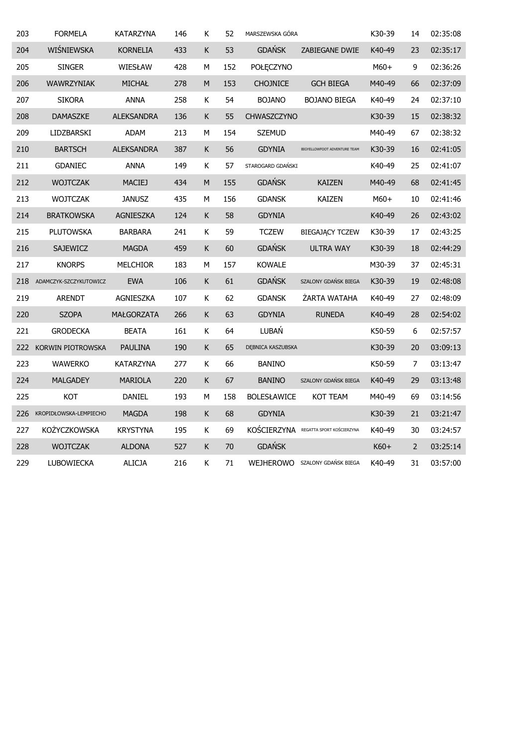| | | | | | | | | | | |
|---|---|---|---|---|---|---|---|---|---|---|
| 203 | FORMELA | KATARZYNA | 146 | K | 52 | MARSZEWSKA GÓRA | | K30-39 | 14 | 02:35:08 |
| 204 | WIŚNIEWSKA | KORNELIA | 433 | K | 53 | GDAŃSK | ZABIEGANE DWIE | K40-49 | 23 | 02:35:17 |
| 205 | SINGER | WIESŁAW | 428 | M | 152 | POŁĘCZYNO | | M60+ | 9 | 02:36:26 |
| 206 | WAWRZYNIAK | MICHAŁ | 278 | M | 153 | CHOJNICE | GCH BIEGA | M40-49 | 66 | 02:37:09 |
| 207 | SIKORA | ANNA | 258 | K | 54 | BOJANO | BOJANO BIEGA | K40-49 | 24 | 02:37:10 |
| 208 | DAMASZKE | ALEKSANDRA | 136 | K | 55 | CHWASZCZYNO | | K30-39 | 15 | 02:38:32 |
| 209 | LIDZBARSKI | ADAM | 213 | M | 154 | SZEMUD | | M40-49 | 67 | 02:38:32 |
| 210 | BARTSCH | ALEKSANDRA | 387 | K | 56 | GDYNIA | BIGYELLOWFOOT ADVENTURE TEAM | K30-39 | 16 | 02:41:05 |
| 211 | GDANIEC | ANNA | 149 | K | 57 | STAROGARD GDAŃSKI | | K40-49 | 25 | 02:41:07 |
| 212 | WOJTCZAK | MACIEJ | 434 | M | 155 | GDAŃSK | KAIZEN | M40-49 | 68 | 02:41:45 |
| 213 | WOJTCZAK | JANUSZ | 435 | M | 156 | GDANSK | KAIZEN | M60+ | 10 | 02:41:46 |
| 214 | BRATKOWSKA | AGNIESZKA | 124 | K | 58 | GDYNIA | | K40-49 | 26 | 02:43:02 |
| 215 | PLUTOWSKA | BARBARA | 241 | K | 59 | TCZEW | BIEGAJĄCY TCZEW | K30-39 | 17 | 02:43:25 |
| 216 | SAJEWICZ | MAGDA | 459 | K | 60 | GDAŃSK | ULTRA WAY | K30-39 | 18 | 02:44:29 |
| 217 | KNORPS | MELCHIOR | 183 | M | 157 | KOWALE | | M30-39 | 37 | 02:45:31 |
| 218 | ADAMCZYK-SZCZYKUTOWICZ | EWA | 106 | K | 61 | GDAŃSK | SZALONY GDAŃSK BIEGA | K30-39 | 19 | 02:48:08 |
| 219 | ARENDT | AGNIESZKA | 107 | K | 62 | GDANSK | ŻARTA WATAHA | K40-49 | 27 | 02:48:09 |
| 220 | SZOPA | MAŁGORZATA | 266 | K | 63 | GDYNIA | RUNEDA | K40-49 | 28 | 02:54:02 |
| 221 | GRODECKA | BEATA | 161 | K | 64 | LUBAŃ | | K50-59 | 6 | 02:57:57 |
| 222 | KORWIN PIOTROWSKA | PAULINA | 190 | K | 65 | DĘBNICA KASZUBSKA | | K30-39 | 20 | 03:09:13 |
| 223 | WAWERKO | KATARZYNA | 277 | K | 66 | BANINO | | K50-59 | 7 | 03:13:47 |
| 224 | MALGADEY | MARIOLA | 220 | K | 67 | BANINO | SZALONY GDAŃSK BIEGA | K40-49 | 29 | 03:13:48 |
| 225 | KOT | DANIEL | 193 | M | 158 | BOLESŁAWICE | KOT TEAM | M40-49 | 69 | 03:14:56 |
| 226 | KROPIDŁOWSKA-LEMPIECHO | MAGDA | 198 | K | 68 | GDYNIA | | K30-39 | 21 | 03:21:47 |
| 227 | KOŻYCZKOWSKA | KRYSTYNA | 195 | K | 69 | KOŚCIERZYNA | REGATTA SPORT KOŚCIERZYNA | K40-49 | 30 | 03:24:57 |
| 228 | WOJTCZAK | ALDONA | 527 | K | 70 | GDAŃSK | | K60+ | 2 | 03:25:14 |
| 229 | LUBOWIECKA | ALICJA | 216 | K | 71 | WEJHEROWO | SZALONY GDAŃSK BIEGA | K40-49 | 31 | 03:57:00 |